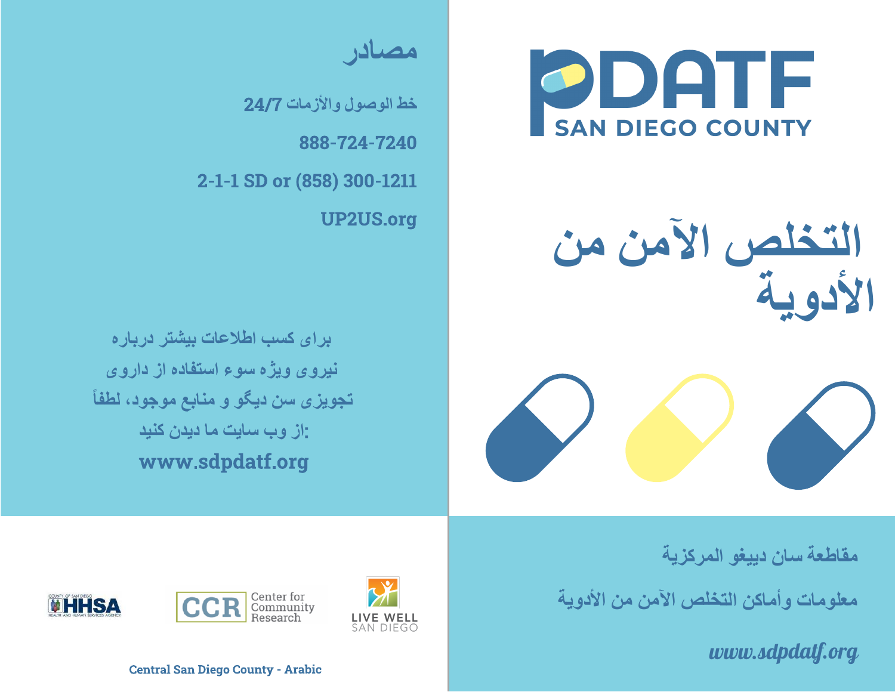# PDATF

SAN DIEGO COUNTY

# التخلص الآمن من الأدويـة

مقاطعة سان دييغو المركزية

معلومات وأماكن التخلص الآمن من الأدوية

*www.sdpdatf.org*

## مصادر

**خط الوصول والأزمات 24/7**

**888-724-7240**

**2-1-1 SD or (858) 300-1211**

**UP2US.org**

**برای کسب اطلاعات بیشتر درباره نیروی ویژه سوء استفاده از داروی تجویزی سن دیگو و منابع موجود، لطفاً از وب سایت ما دیدن کنید:**

**www.sdpdatf.org**

COUNTY OF SAN DIEGO HHSA HEALTH AND HUMAN SERVICES AGENCY

CCR Center for Community Research

LIVE WELL SAN DIEGO

**Central San Diego County - Arabic**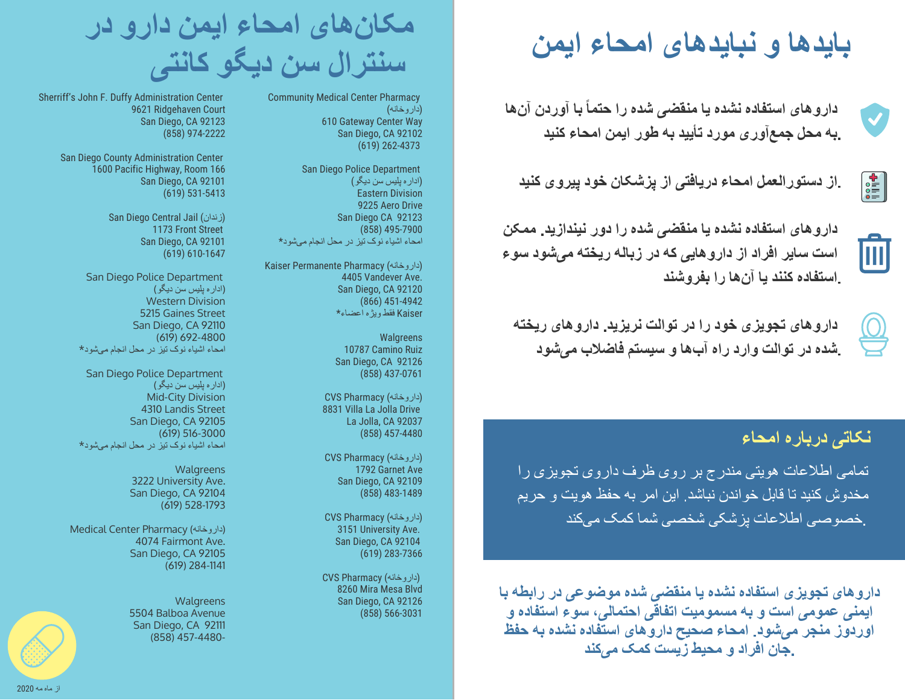# مکان‌های امحاء ایمن دارو در سنترال سن دیگو کانتی

Community Medical Center Pharmacy
(داروخانه)
610 Gateway Center Way
San Diego, CA 92102
(619) 262-4373

San Diego Police Department
(اداره پلیس سن دیگو)
Eastern Division
9225 Aero Drive
San Diego CA 92123
(858) 495-7900
امحاء اشیاء نوک تیز در محل انجام می‌شود*

Kaiser Permanente Pharmacy (داروخانه)
4405 Vandever Ave.
San Diego, CA 92120
(866) 451-4942
Kaiser فقط ویژه اعضاء*

Walgreens
10787 Camino Ruiz
San Diego, CA 92126
(858) 437-0761

CVS Pharmacy (داروخانه)
8831 Villa La Jolla Drive
La Jolla, CA 92037
(858) 457-4480

CVS Pharmacy (داروخانه)
1792 Garnet Ave
San Diego, CA 92109
(858) 483-1489

CVS Pharmacy (داروخانه)
3151 University Ave.
San Diego, CA 92104
(619) 283-7366

CVS Pharmacy (داروخانه)
8260 Mira Mesa Blvd
San Diego, CA 92126
(858) 566-3031

Sherriff's John F. Duffy Administration Center
9621 Ridgehaven Court
San Diego, CA 92123
(858) 974-2222

San Diego County Administration Center
1600 Pacific Highway, Room 166
San Diego, CA 92101
(619) 531-5413

San Diego Central Jail (زندان)
1173 Front Street
San Diego, CA 92101
(619) 610-1647

San Diego Police Department
(اداره پلیس سن دیگو)
Western Division
5215 Gaines Street
San Diego, CA 92110
(619) 692-4800
امحاء اشیاء نوک تیز در محل انجام می‌شود*

San Diego Police Department
(اداره پلیس سن دیگو)
Mid-City Division
4310 Landis Street
San Diego, CA 92105
(619) 516-3000
امحاء اشیاء نوک تیز در محل انجام می‌شود*

Walgreens
3222 University Ave.
San Diego, CA 92104
(619) 528-1793

Medical Center Pharmacy (داروخانه)
4074 Fairmont Ave.
San Diego, CA 92105
(619) 284-1141

Walgreens
5504 Balboa Avenue
San Diego, CA 92111
(858) 457-4480-

از ماه مه 2020

# بایدها و نبایدهای امحاء ایمن

داروهای استفاده نشده یا منقضی شده را حتماً با آوردن آن‌ها به محل جمع‌آوری مورد تأیید به طور ایمن امحاء کنید.

از دستورالعمل امحاء دریافتی از پزشکان خود پیروی کنید.

داروهای استفاده نشده یا منقضی شده را دور نیندازید. ممکن است سایر افراد از داروهایی که در زباله ریخته می‌شود سوء استفاده کنند یا آن‌ها را بفروشند.

داروهای تجویزی خود را در توالت نریزید. داروهای ریخته شده در توالت وارد راه آب‌ها و سیستم فاضلاب می‌شود.

## نکاتی درباره امحاء

تمامی اطلاعات هویتی مندرج بر روی ظرف داروی تجویزی را مخدوش کنید تا قابل خواندن نباشد. این امر به حفظ هویت و حریم خصوصی اطلاعات پزشکی شخصی شما کمک می‌کند.

**داروهای تجویزی استفاده نشده یا منقضی شده موضوعی در رابطه با ایمنی عمومی است و به مسمومیت اتفاقی احتمالی، سوء استفاده و اوردوز منجر می‌شود. امحاء صحیح داروهای استفاده نشده به حفظ جان افراد و محیط زیست کمک می‌کند.**